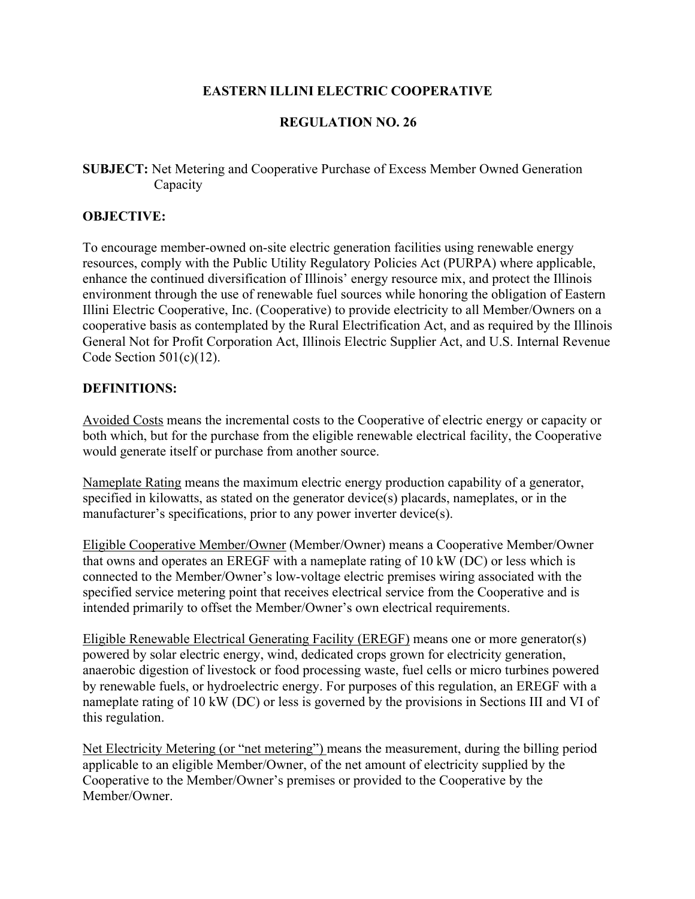# EASTERN ILLINI ELECTRIC COOPERATIVE

## REGULATION NO. 26

**SUBJECT:** Net Metering and Cooperative Purchase of Excess Member Owned Generation Capacity

**OBJECTIVE:**

To encourage member-owned on-site electric generation facilities using renewable energy resources, comply with the Public Utility Regulatory Policies Act (PURPA) where applicable, enhance the continued diversification of Illinois' energy resource mix, and protect the Illinois environment through the use of renewable fuel sources while honoring the obligation of Eastern Illini Electric Cooperative, Inc. (Cooperative) to provide electricity to all Member/Owners on a cooperative basis as contemplated by the Rural Electrification Act, and as required by the Illinois General Not for Profit Corporation Act, Illinois Electric Supplier Act, and U.S. Internal Revenue Code Section 501(c)(12).

**DEFINITIONS:**

Avoided Costs means the incremental costs to the Cooperative of electric energy or capacity or both which, but for the purchase from the eligible renewable electrical facility, the Cooperative would generate itself or purchase from another source.

Nameplate Rating means the maximum electric energy production capability of a generator, specified in kilowatts, as stated on the generator device(s) placards, nameplates, or in the manufacturer's specifications, prior to any power inverter device(s).

Eligible Cooperative Member/Owner (Member/Owner) means a Cooperative Member/Owner that owns and operates an EREGF with a nameplate rating of 10 kW (DC) or less which is connected to the Member/Owner's low-voltage electric premises wiring associated with the specified service metering point that receives electrical service from the Cooperative and is intended primarily to offset the Member/Owner's own electrical requirements.

Eligible Renewable Electrical Generating Facility (EREGF) means one or more generator(s) powered by solar electric energy, wind, dedicated crops grown for electricity generation, anaerobic digestion of livestock or food processing waste, fuel cells or micro turbines powered by renewable fuels, or hydroelectric energy. For purposes of this regulation, an EREGF with a nameplate rating of 10 kW (DC) or less is governed by the provisions in Sections III and VI of this regulation.

Net Electricity Metering (or "net metering") means the measurement, during the billing period applicable to an eligible Member/Owner, of the net amount of electricity supplied by the Cooperative to the Member/Owner's premises or provided to the Cooperative by the Member/Owner.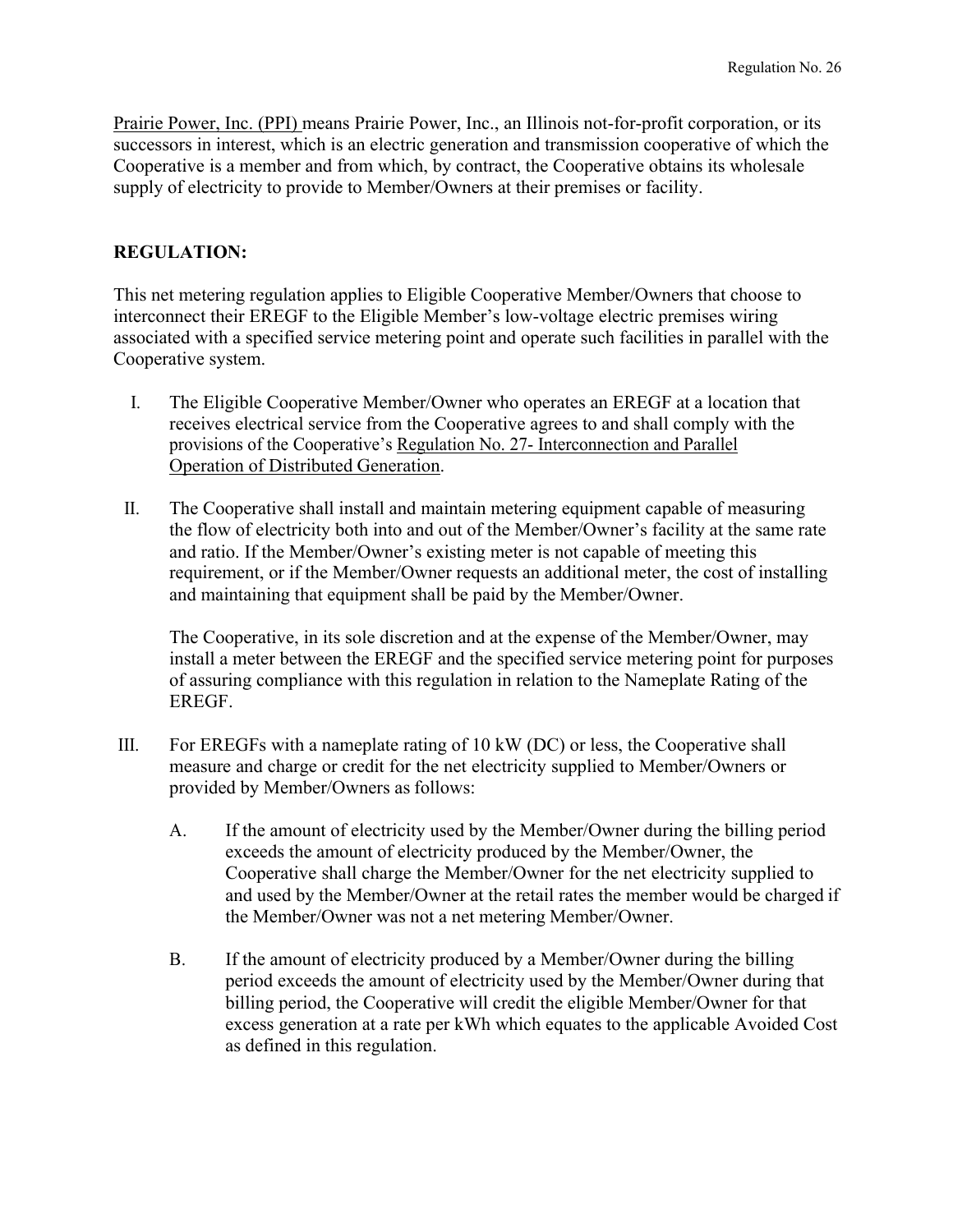Prairie Power, Inc. (PPI) means Prairie Power, Inc., an Illinois not-for-profit corporation, or its successors in interest, which is an electric generation and transmission cooperative of which the Cooperative is a member and from which, by contract, the Cooperative obtains its wholesale supply of electricity to provide to Member/Owners at their premises or facility.

**REGULATION:**

This net metering regulation applies to Eligible Cooperative Member/Owners that choose to interconnect their EREGF to the Eligible Member's low-voltage electric premises wiring associated with a specified service metering point and operate such facilities in parallel with the Cooperative system.

I. The Eligible Cooperative Member/Owner who operates an EREGF at a location that receives electrical service from the Cooperative agrees to and shall comply with the provisions of the Cooperative's Regulation No. 27- Interconnection and Parallel Operation of Distributed Generation.

II. The Cooperative shall install and maintain metering equipment capable of measuring the flow of electricity both into and out of the Member/Owner's facility at the same rate and ratio. If the Member/Owner's existing meter is not capable of meeting this requirement, or if the Member/Owner requests an additional meter, the cost of installing and maintaining that equipment shall be paid by the Member/Owner.

    The Cooperative, in its sole discretion and at the expense of the Member/Owner, may install a meter between the EREGF and the specified service metering point for purposes of assuring compliance with this regulation in relation to the Nameplate Rating of the EREGF.

III. For EREGFs with a nameplate rating of 10 kW (DC) or less, the Cooperative shall measure and charge or credit for the net electricity supplied to Member/Owners or provided by Member/Owners as follows:

    A. If the amount of electricity used by the Member/Owner during the billing period exceeds the amount of electricity produced by the Member/Owner, the Cooperative shall charge the Member/Owner for the net electricity supplied to and used by the Member/Owner at the retail rates the member would be charged if the Member/Owner was not a net metering Member/Owner.

    B. If the amount of electricity produced by a Member/Owner during the billing period exceeds the amount of electricity used by the Member/Owner during that billing period, the Cooperative will credit the eligible Member/Owner for that excess generation at a rate per kWh which equates to the applicable Avoided Cost as defined in this regulation.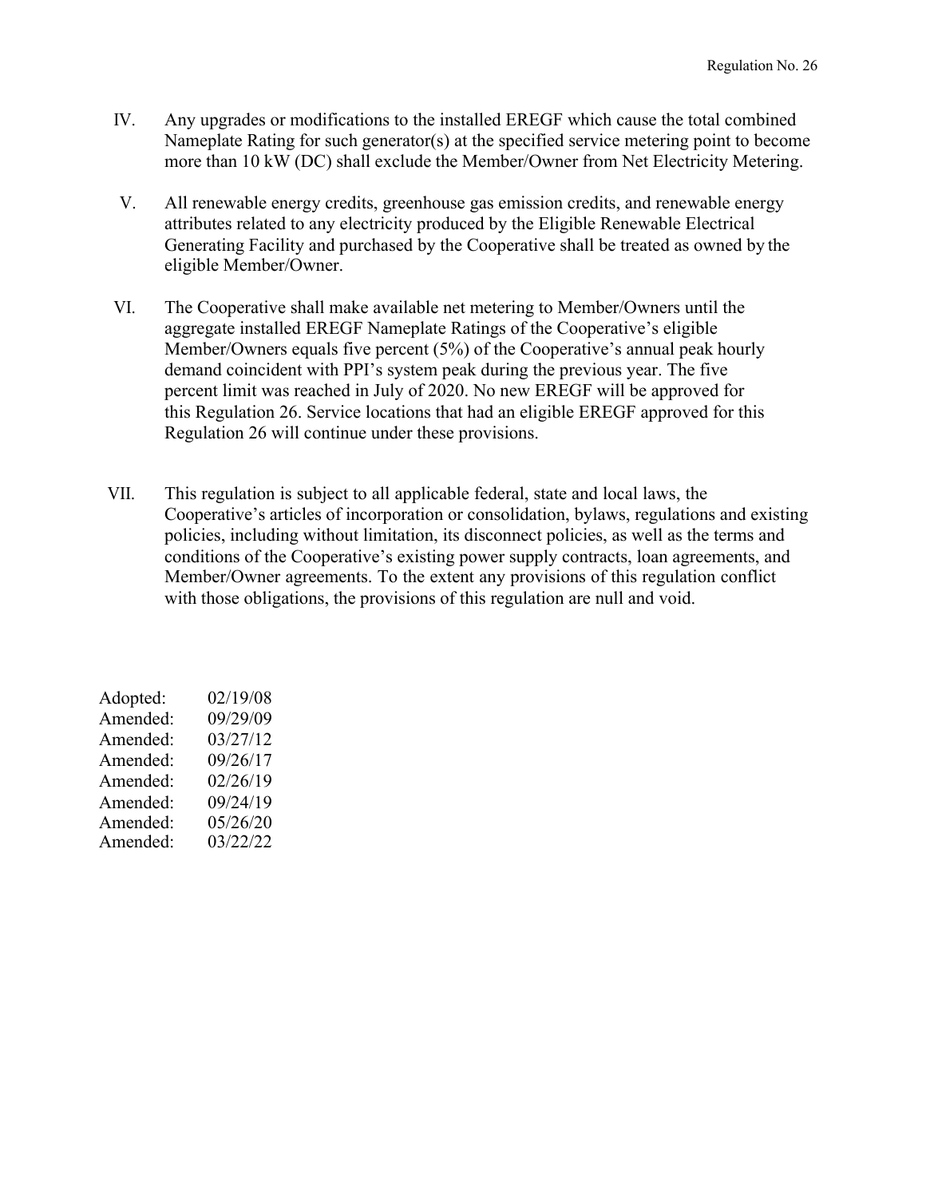IV. Any upgrades or modifications to the installed EREGF which cause the total combined Nameplate Rating for such generator(s) at the specified service metering point to become more than 10 kW (DC) shall exclude the Member/Owner from Net Electricity Metering.

V. All renewable energy credits, greenhouse gas emission credits, and renewable energy attributes related to any electricity produced by the Eligible Renewable Electrical Generating Facility and purchased by the Cooperative shall be treated as owned by the eligible Member/Owner.

VI. The Cooperative shall make available net metering to Member/Owners until the aggregate installed EREGF Nameplate Ratings of the Cooperative's eligible Member/Owners equals five percent (5%) of the Cooperative's annual peak hourly demand coincident with PPI's system peak during the previous year. The five percent limit was reached in July of 2020. No new EREGF will be approved for this Regulation 26. Service locations that had an eligible EREGF approved for this Regulation 26 will continue under these provisions.

VII. This regulation is subject to all applicable federal, state and local laws, the Cooperative's articles of incorporation or consolidation, bylaws, regulations and existing policies, including without limitation, its disconnect policies, as well as the terms and conditions of the Cooperative's existing power supply contracts, loan agreements, and Member/Owner agreements. To the extent any provisions of this regulation conflict with those obligations, the provisions of this regulation are null and void.

| | |
|---|---|
| Adopted: | 02/19/08 |
| Amended: | 09/29/09 |
| Amended: | 03/27/12 |
| Amended: | 09/26/17 |
| Amended: | 02/26/19 |
| Amended: | 09/24/19 |
| Amended: | 05/26/20 |
| Amended: | 03/22/22 |